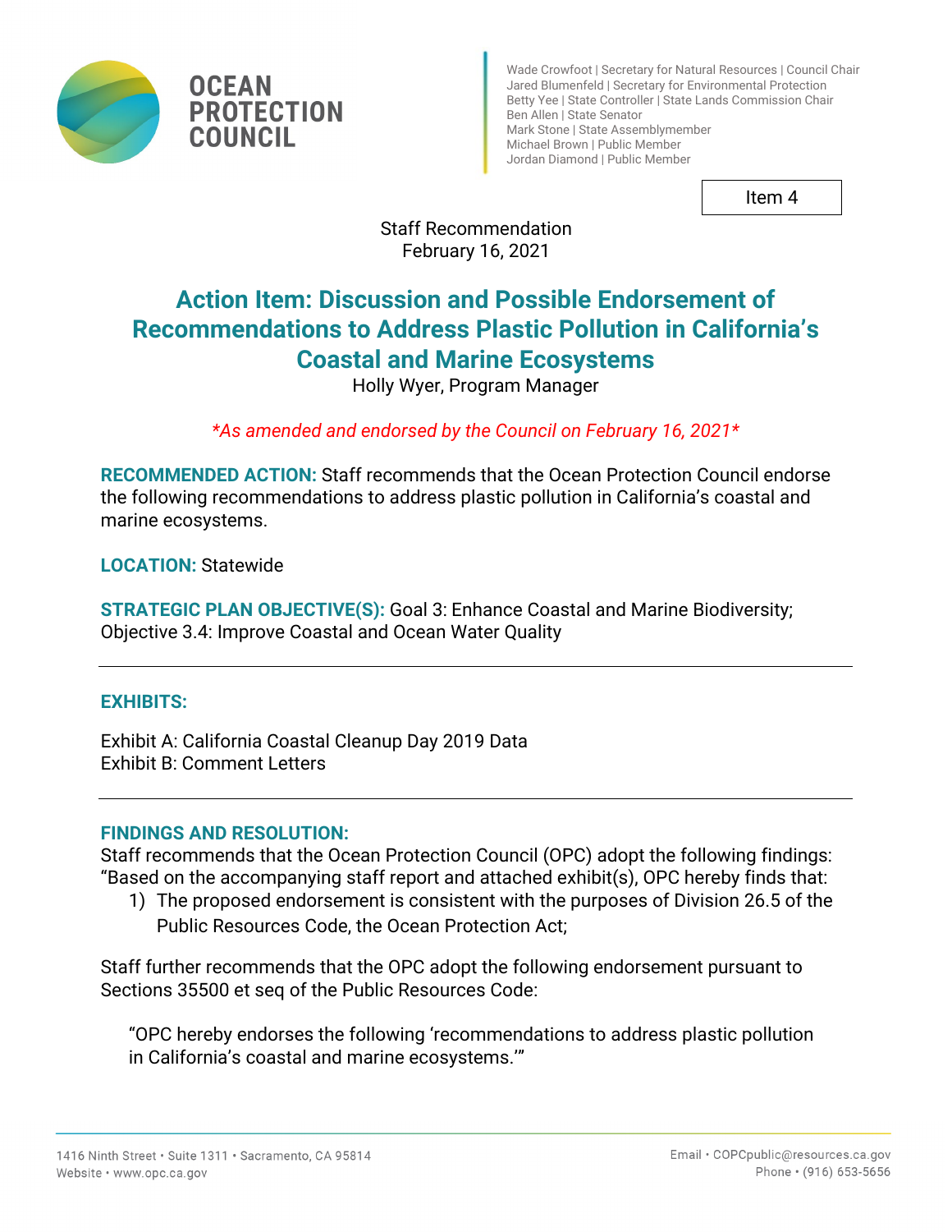# OCEAN PROTECTION COUNCIL

Wade Crowfoot | Secretary for Natural Resources | Council Chair
Jared Blumenfeld | Secretary for Environmental Protection
Betty Yee | State Controller | State Lands Commission Chair
Ben Allen | State Senator
Mark Stone | State Assemblymember
Michael Brown | Public Member
Jordan Diamond | Public Member

Item 4

Staff Recommendation
February 16, 2021

## Action Item: Discussion and Possible Endorsement of Recommendations to Address Plastic Pollution in California's Coastal and Marine Ecosystems

Holly Wyer, Program Manager

*\*As amended and endorsed by the Council on February 16, 2021\**

**RECOMMENDED ACTION:** Staff recommends that the Ocean Protection Council endorse the following recommendations to address plastic pollution in California's coastal and marine ecosystems.

**LOCATION:** Statewide

**STRATEGIC PLAN OBJECTIVE(S):** Goal 3: Enhance Coastal and Marine Biodiversity; Objective 3.4: Improve Coastal and Ocean Water Quality

---

### EXHIBITS:

Exhibit A: California Coastal Cleanup Day 2019 Data
Exhibit B: Comment Letters

---

### FINDINGS AND RESOLUTION:

Staff recommends that the Ocean Protection Council (OPC) adopt the following findings: "Based on the accompanying staff report and attached exhibit(s), OPC hereby finds that:

1) The proposed endorsement is consistent with the purposes of Division 26.5 of the Public Resources Code, the Ocean Protection Act;

Staff further recommends that the OPC adopt the following endorsement pursuant to Sections 35500 et seq of the Public Resources Code:

"OPC hereby endorses the following 'recommendations to address plastic pollution in California's coastal and marine ecosystems.'"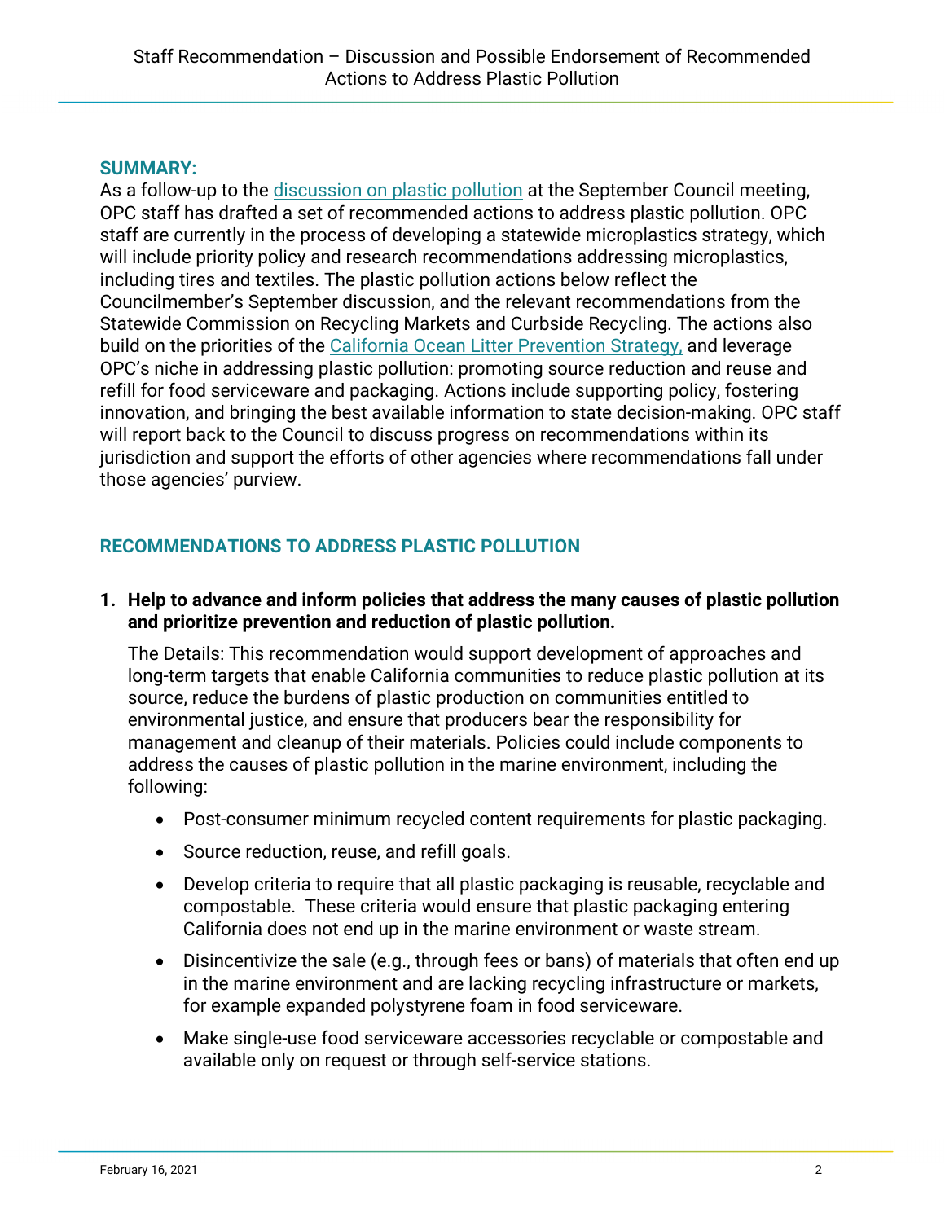## SUMMARY:

As a follow-up to the discussion on plastic pollution at the September Council meeting, OPC staff has drafted a set of recommended actions to address plastic pollution. OPC staff are currently in the process of developing a statewide microplastics strategy, which will include priority policy and research recommendations addressing microplastics, including tires and textiles. The plastic pollution actions below reflect the Councilmember's September discussion, and the relevant recommendations from the Statewide Commission on Recycling Markets and Curbside Recycling. The actions also build on the priorities of the California Ocean Litter Prevention Strategy, and leverage OPC's niche in addressing plastic pollution: promoting source reduction and reuse and refill for food serviceware and packaging. Actions include supporting policy, fostering innovation, and bringing the best available information to state decision-making. OPC staff will report back to the Council to discuss progress on recommendations within its jurisdiction and support the efforts of other agencies where recommendations fall under those agencies' purview.

## RECOMMENDATIONS TO ADDRESS PLASTIC POLLUTION

1. **Help to advance and inform policies that address the many causes of plastic pollution and prioritize prevention and reduction of plastic pollution.**

   The Details: This recommendation would support development of approaches and long-term targets that enable California communities to reduce plastic pollution at its source, reduce the burdens of plastic production on communities entitled to environmental justice, and ensure that producers bear the responsibility for management and cleanup of their materials. Policies could include components to address the causes of plastic pollution in the marine environment, including the following:

   - Post-consumer minimum recycled content requirements for plastic packaging.
   - Source reduction, reuse, and refill goals.
   - Develop criteria to require that all plastic packaging is reusable, recyclable and compostable. These criteria would ensure that plastic packaging entering California does not end up in the marine environment or waste stream.
   - Disincentivize the sale (e.g., through fees or bans) of materials that often end up in the marine environment and are lacking recycling infrastructure or markets, for example expanded polystyrene foam in food serviceware.
   - Make single-use food serviceware accessories recyclable or compostable and available only on request or through self-service stations.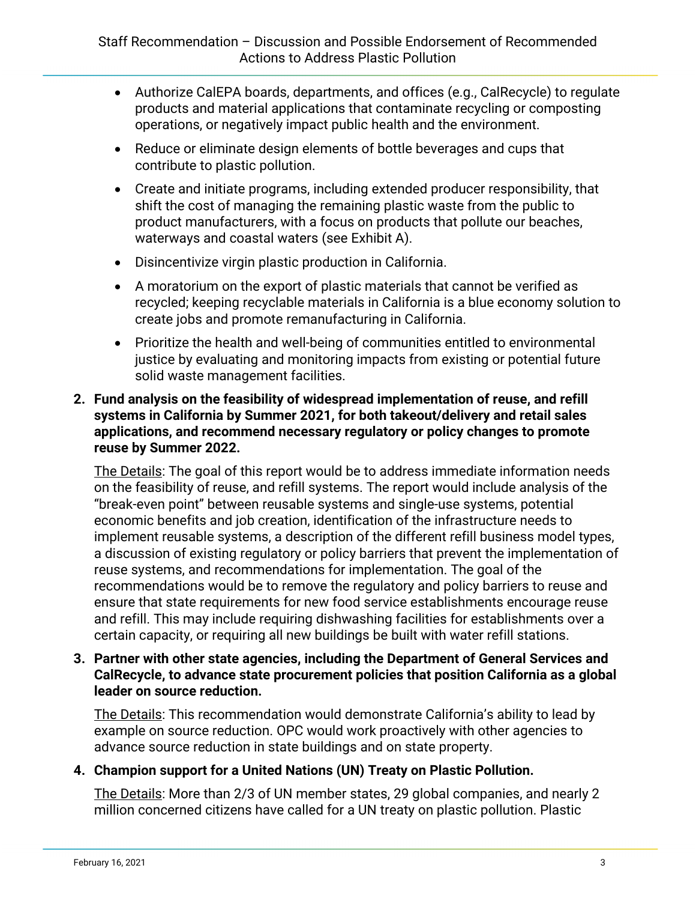- Authorize CalEPA boards, departments, and offices (e.g., CalRecycle) to regulate products and material applications that contaminate recycling or composting operations, or negatively impact public health and the environment.
- Reduce or eliminate design elements of bottle beverages and cups that contribute to plastic pollution.
- Create and initiate programs, including extended producer responsibility, that shift the cost of managing the remaining plastic waste from the public to product manufacturers, with a focus on products that pollute our beaches, waterways and coastal waters (see Exhibit A).
- Disincentivize virgin plastic production in California.
- A moratorium on the export of plastic materials that cannot be verified as recycled; keeping recyclable materials in California is a blue economy solution to create jobs and promote remanufacturing in California.
- Prioritize the health and well-being of communities entitled to environmental justice by evaluating and monitoring impacts from existing or potential future solid waste management facilities.

2. **Fund analysis on the feasibility of widespread implementation of reuse, and refill systems in California by Summer 2021, for both takeout/delivery and retail sales applications, and recommend necessary regulatory or policy changes to promote reuse by Summer 2022.**

   The Details: The goal of this report would be to address immediate information needs on the feasibility of reuse, and refill systems. The report would include analysis of the "break-even point" between reusable systems and single-use systems, potential economic benefits and job creation, identification of the infrastructure needs to implement reusable systems, a description of the different refill business model types, a discussion of existing regulatory or policy barriers that prevent the implementation of reuse systems, and recommendations for implementation. The goal of the recommendations would be to remove the regulatory and policy barriers to reuse and ensure that state requirements for new food service establishments encourage reuse and refill. This may include requiring dishwashing facilities for establishments over a certain capacity, or requiring all new buildings be built with water refill stations.

3. **Partner with other state agencies, including the Department of General Services and CalRecycle, to advance state procurement policies that position California as a global leader on source reduction.**

   The Details: This recommendation would demonstrate California's ability to lead by example on source reduction. OPC would work proactively with other agencies to advance source reduction in state buildings and on state property.

4. **Champion support for a United Nations (UN) Treaty on Plastic Pollution.**

   The Details: More than 2/3 of UN member states, 29 global companies, and nearly 2 million concerned citizens have called for a UN treaty on plastic pollution. Plastic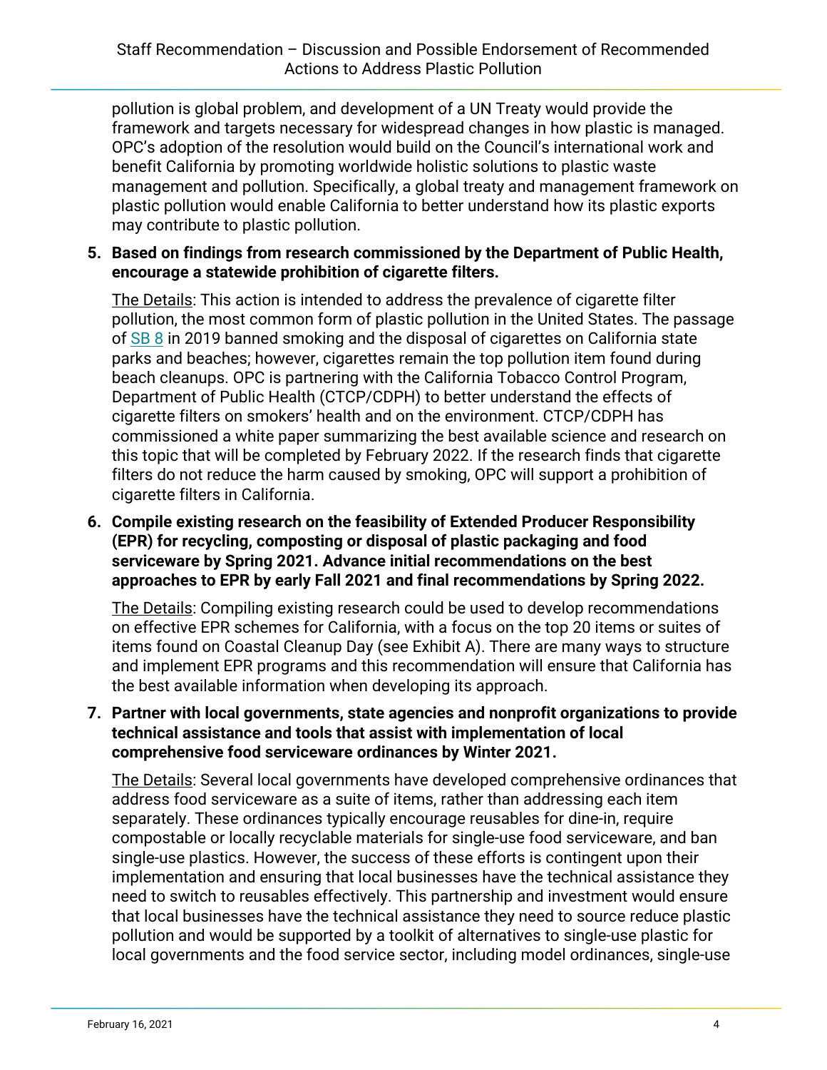pollution is global problem, and development of a UN Treaty would provide the framework and targets necessary for widespread changes in how plastic is managed. OPC's adoption of the resolution would build on the Council's international work and benefit California by promoting worldwide holistic solutions to plastic waste management and pollution. Specifically, a global treaty and management framework on plastic pollution would enable California to better understand how its plastic exports may contribute to plastic pollution.

5. **Based on findings from research commissioned by the Department of Public Health, encourage a statewide prohibition of cigarette filters.**

   The Details: This action is intended to address the prevalence of cigarette filter pollution, the most common form of plastic pollution in the United States. The passage of SB 8 in 2019 banned smoking and the disposal of cigarettes on California state parks and beaches; however, cigarettes remain the top pollution item found during beach cleanups. OPC is partnering with the California Tobacco Control Program, Department of Public Health (CTCP/CDPH) to better understand the effects of cigarette filters on smokers' health and on the environment. CTCP/CDPH has commissioned a white paper summarizing the best available science and research on this topic that will be completed by February 2022. If the research finds that cigarette filters do not reduce the harm caused by smoking, OPC will support a prohibition of cigarette filters in California.

6. **Compile existing research on the feasibility of Extended Producer Responsibility (EPR) for recycling, composting or disposal of plastic packaging and food serviceware by Spring 2021. Advance initial recommendations on the best approaches to EPR by early Fall 2021 and final recommendations by Spring 2022.**

   The Details: Compiling existing research could be used to develop recommendations on effective EPR schemes for California, with a focus on the top 20 items or suites of items found on Coastal Cleanup Day (see Exhibit A). There are many ways to structure and implement EPR programs and this recommendation will ensure that California has the best available information when developing its approach.

7. **Partner with local governments, state agencies and nonprofit organizations to provide technical assistance and tools that assist with implementation of local comprehensive food serviceware ordinances by Winter 2021.**

   The Details: Several local governments have developed comprehensive ordinances that address food serviceware as a suite of items, rather than addressing each item separately. These ordinances typically encourage reusables for dine-in, require compostable or locally recyclable materials for single-use food serviceware, and ban single-use plastics. However, the success of these efforts is contingent upon their implementation and ensuring that local businesses have the technical assistance they need to switch to reusables effectively. This partnership and investment would ensure that local businesses have the technical assistance they need to source reduce plastic pollution and would be supported by a toolkit of alternatives to single-use plastic for local governments and the food service sector, including model ordinances, single-use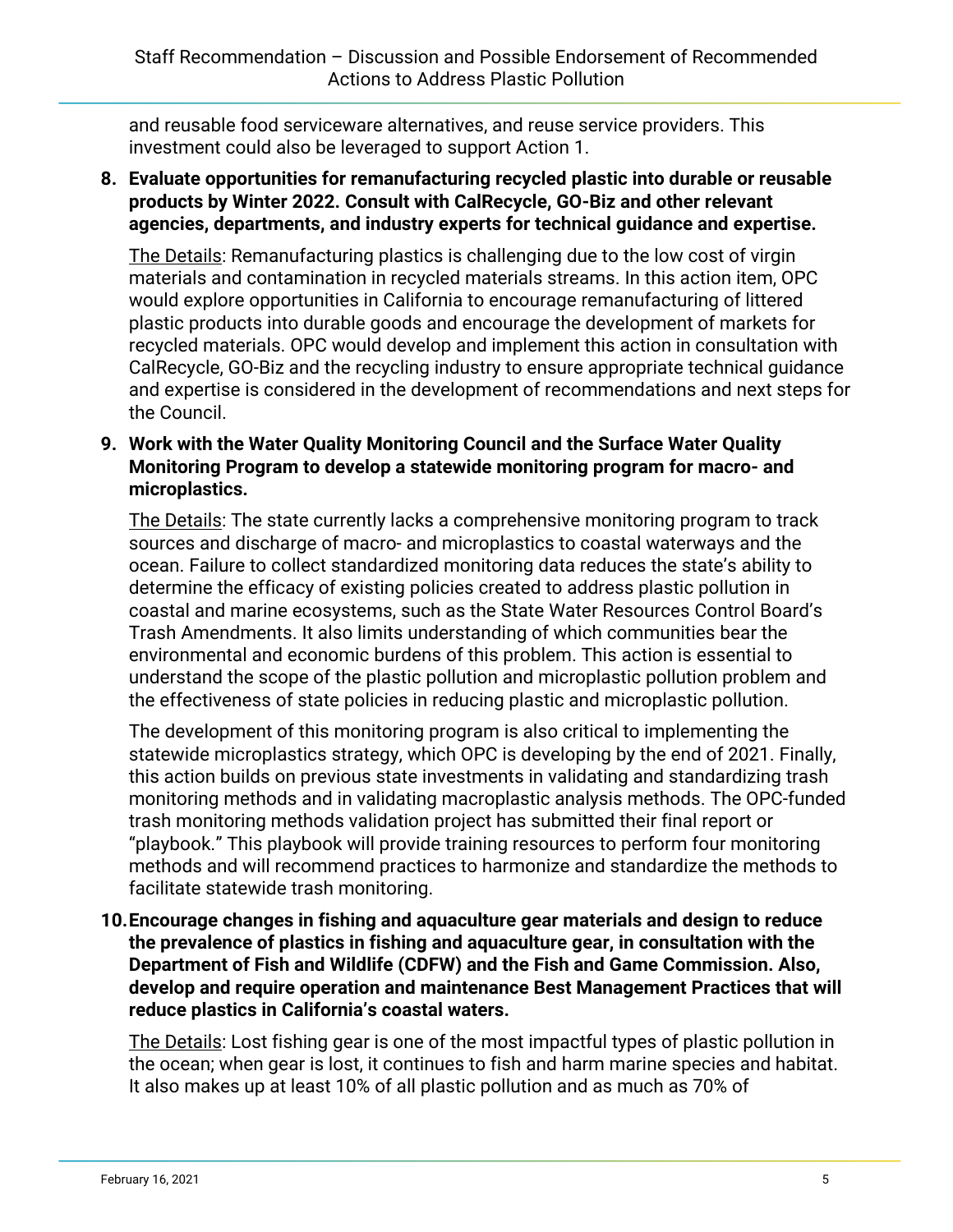and reusable food serviceware alternatives, and reuse service providers. This investment could also be leveraged to support Action 1.

8. **Evaluate opportunities for remanufacturing recycled plastic into durable or reusable products by Winter 2022. Consult with CalRecycle, GO-Biz and other relevant agencies, departments, and industry experts for technical guidance and expertise.**

   The Details: Remanufacturing plastics is challenging due to the low cost of virgin materials and contamination in recycled materials streams. In this action item, OPC would explore opportunities in California to encourage remanufacturing of littered plastic products into durable goods and encourage the development of markets for recycled materials. OPC would develop and implement this action in consultation with CalRecycle, GO-Biz and the recycling industry to ensure appropriate technical guidance and expertise is considered in the development of recommendations and next steps for the Council.

9. **Work with the Water Quality Monitoring Council and the Surface Water Quality Monitoring Program to develop a statewide monitoring program for macro- and microplastics.**

   The Details: The state currently lacks a comprehensive monitoring program to track sources and discharge of macro- and microplastics to coastal waterways and the ocean. Failure to collect standardized monitoring data reduces the state's ability to determine the efficacy of existing policies created to address plastic pollution in coastal and marine ecosystems, such as the State Water Resources Control Board's Trash Amendments. It also limits understanding of which communities bear the environmental and economic burdens of this problem. This action is essential to understand the scope of the plastic pollution and microplastic pollution problem and the effectiveness of state policies in reducing plastic and microplastic pollution.

   The development of this monitoring program is also critical to implementing the statewide microplastics strategy, which OPC is developing by the end of 2021. Finally, this action builds on previous state investments in validating and standardizing trash monitoring methods and in validating macroplastic analysis methods. The OPC-funded trash monitoring methods validation project has submitted their final report or "playbook." This playbook will provide training resources to perform four monitoring methods and will recommend practices to harmonize and standardize the methods to facilitate statewide trash monitoring.

10. **Encourage changes in fishing and aquaculture gear materials and design to reduce the prevalence of plastics in fishing and aquaculture gear, in consultation with the Department of Fish and Wildlife (CDFW) and the Fish and Game Commission. Also, develop and require operation and maintenance Best Management Practices that will reduce plastics in California's coastal waters.**

    The Details: Lost fishing gear is one of the most impactful types of plastic pollution in the ocean; when gear is lost, it continues to fish and harm marine species and habitat. It also makes up at least 10% of all plastic pollution and as much as 70% of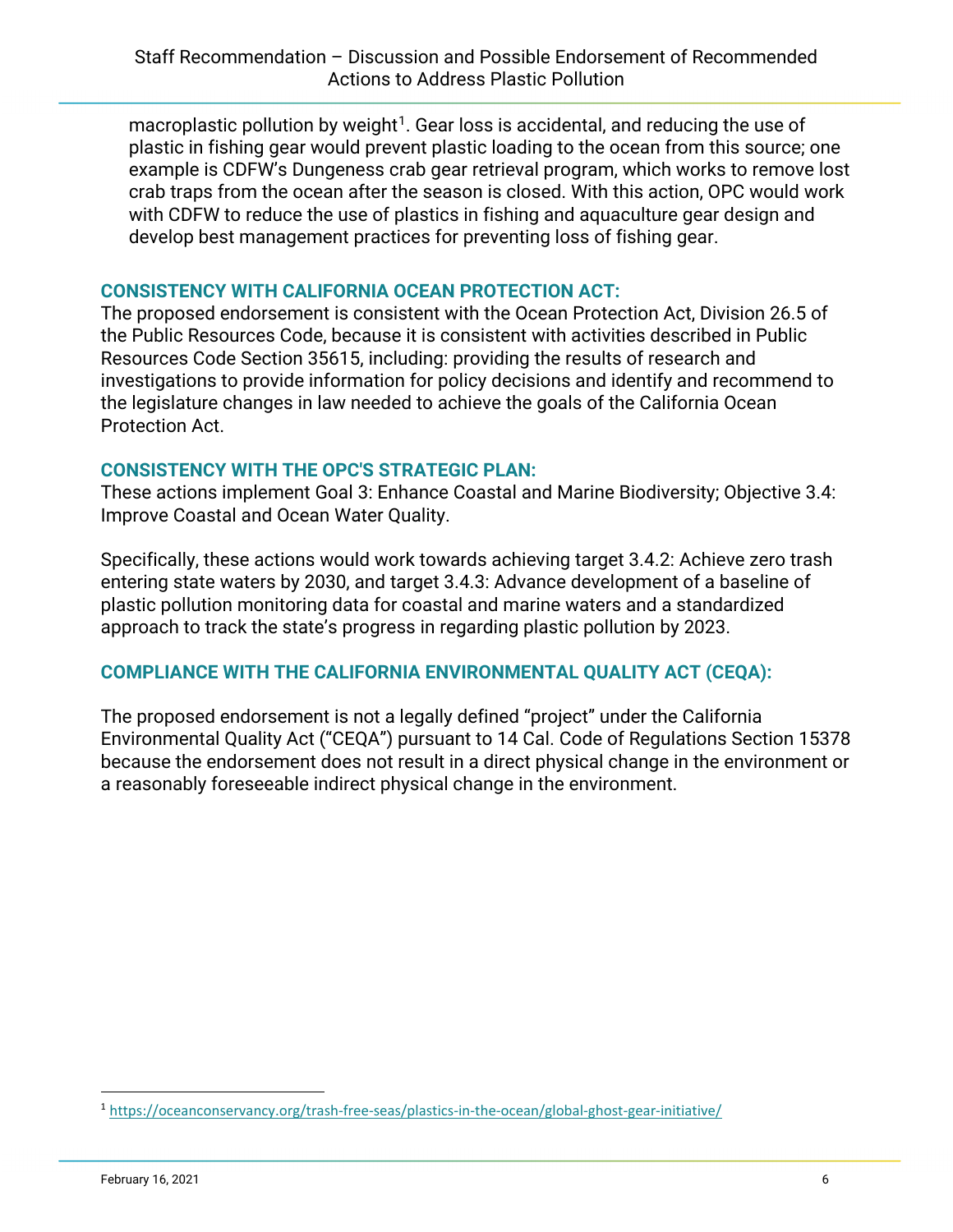macroplastic pollution by weight[1]. Gear loss is accidental, and reducing the use of plastic in fishing gear would prevent plastic loading to the ocean from this source; one example is CDFW's Dungeness crab gear retrieval program, which works to remove lost crab traps from the ocean after the season is closed. With this action, OPC would work with CDFW to reduce the use of plastics in fishing and aquaculture gear design and develop best management practices for preventing loss of fishing gear.

## CONSISTENCY WITH CALIFORNIA OCEAN PROTECTION ACT:

The proposed endorsement is consistent with the Ocean Protection Act, Division 26.5 of the Public Resources Code, because it is consistent with activities described in Public Resources Code Section 35615, including: providing the results of research and investigations to provide information for policy decisions and identify and recommend to the legislature changes in law needed to achieve the goals of the California Ocean Protection Act.

## CONSISTENCY WITH THE OPC'S STRATEGIC PLAN:

These actions implement Goal 3: Enhance Coastal and Marine Biodiversity; Objective 3.4: Improve Coastal and Ocean Water Quality.

Specifically, these actions would work towards achieving target 3.4.2: Achieve zero trash entering state waters by 2030, and target 3.4.3: Advance development of a baseline of plastic pollution monitoring data for coastal and marine waters and a standardized approach to track the state's progress in regarding plastic pollution by 2023.

## COMPLIANCE WITH THE CALIFORNIA ENVIRONMENTAL QUALITY ACT (CEQA):

The proposed endorsement is not a legally defined "project" under the California Environmental Quality Act ("CEQA") pursuant to 14 Cal. Code of Regulations Section 15378 because the endorsement does not result in a direct physical change in the environment or a reasonably foreseeable indirect physical change in the environment.

[1] https://oceanconservancy.org/trash-free-seas/plastics-in-the-ocean/global-ghost-gear-initiative/